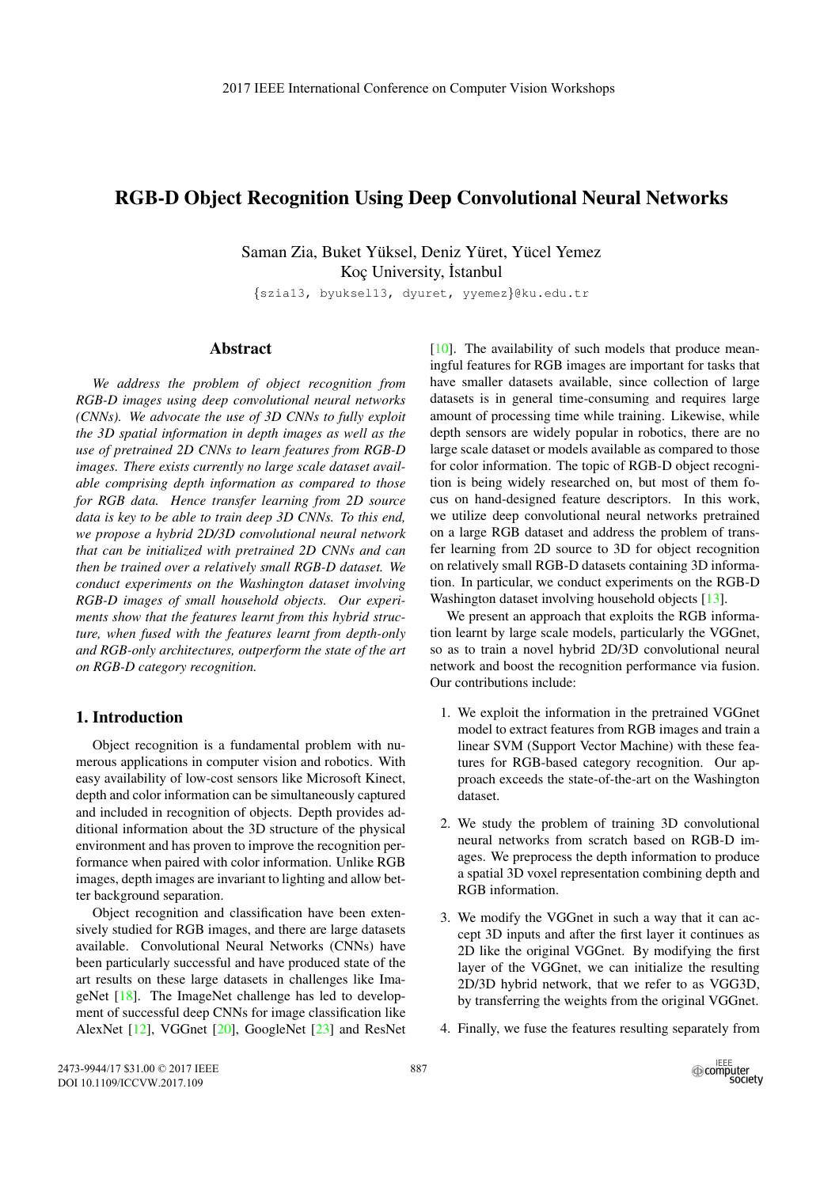# RGB-D Object Recognition Using Deep Convolutional Neural Networks

Saman Zia, Buket Yüksel, Deniz Yüret, Yücel Yemez
Koç University, İstanbul

{szia13, byuksel13, dyuret, yyemez}@ku.edu.tr

## Abstract

*We address the problem of object recognition from RGB-D images using deep convolutional neural networks (CNNs). We advocate the use of 3D CNNs to fully exploit the 3D spatial information in depth images as well as the use of pretrained 2D CNNs to learn features from RGB-D images. There exists currently no large scale dataset available comprising depth information as compared to those for RGB data. Hence transfer learning from 2D source data is key to be able to train deep 3D CNNs. To this end, we propose a hybrid 2D/3D convolutional neural network that can be initialized with pretrained 2D CNNs and can then be trained over a relatively small RGB-D dataset. We conduct experiments on the Washington dataset involving RGB-D images of small household objects. Our experiments show that the features learnt from this hybrid structure, when fused with the features learnt from depth-only and RGB-only architectures, outperform the state of the art on RGB-D category recognition.*

## 1. Introduction

Object recognition is a fundamental problem with numerous applications in computer vision and robotics. With easy availability of low-cost sensors like Microsoft Kinect, depth and color information can be simultaneously captured and included in recognition of objects. Depth provides additional information about the 3D structure of the physical environment and has proven to improve the recognition performance when paired with color information. Unlike RGB images, depth images are invariant to lighting and allow better background separation.

Object recognition and classification have been extensively studied for RGB images, and there are large datasets available. Convolutional Neural Networks (CNNs) have been particularly successful and have produced state of the art results on these large datasets in challenges like ImageNet [18]. The ImageNet challenge has led to development of successful deep CNNs for image classification like AlexNet [12], VGGnet [20], GoogleNet [23] and ResNet [10]. The availability of such models that produce meaningful features for RGB images are important for tasks that have smaller datasets available, since collection of large datasets is in general time-consuming and requires large amount of processing time while training. Likewise, while depth sensors are widely popular in robotics, there are no large scale dataset or models available as compared to those for color information. The topic of RGB-D object recognition is being widely researched on, but most of them focus on hand-designed feature descriptors. In this work, we utilize deep convolutional neural networks pretrained on a large RGB dataset and address the problem of transfer learning from 2D source to 3D for object recognition on relatively small RGB-D datasets containing 3D information. In particular, we conduct experiments on the RGB-D Washington dataset involving household objects [13].

We present an approach that exploits the RGB information learnt by large scale models, particularly the VGGnet, so as to train a novel hybrid 2D/3D convolutional neural network and boost the recognition performance via fusion. Our contributions include:

1. We exploit the information in the pretrained VGGnet model to extract features from RGB images and train a linear SVM (Support Vector Machine) with these features for RGB-based category recognition. Our approach exceeds the state-of-the-art on the Washington dataset.
2. We study the problem of training 3D convolutional neural networks from scratch based on RGB-D images. We preprocess the depth information to produce a spatial 3D voxel representation combining depth and RGB information.
3. We modify the VGGnet in such a way that it can accept 3D inputs and after the first layer it continues as 2D like the original VGGnet. By modifying the first layer of the VGGnet, we can initialize the resulting 2D/3D hybrid network, that we refer to as VGG3D, by transferring the weights from the original VGGnet.
4. Finally, we fuse the features resulting separately from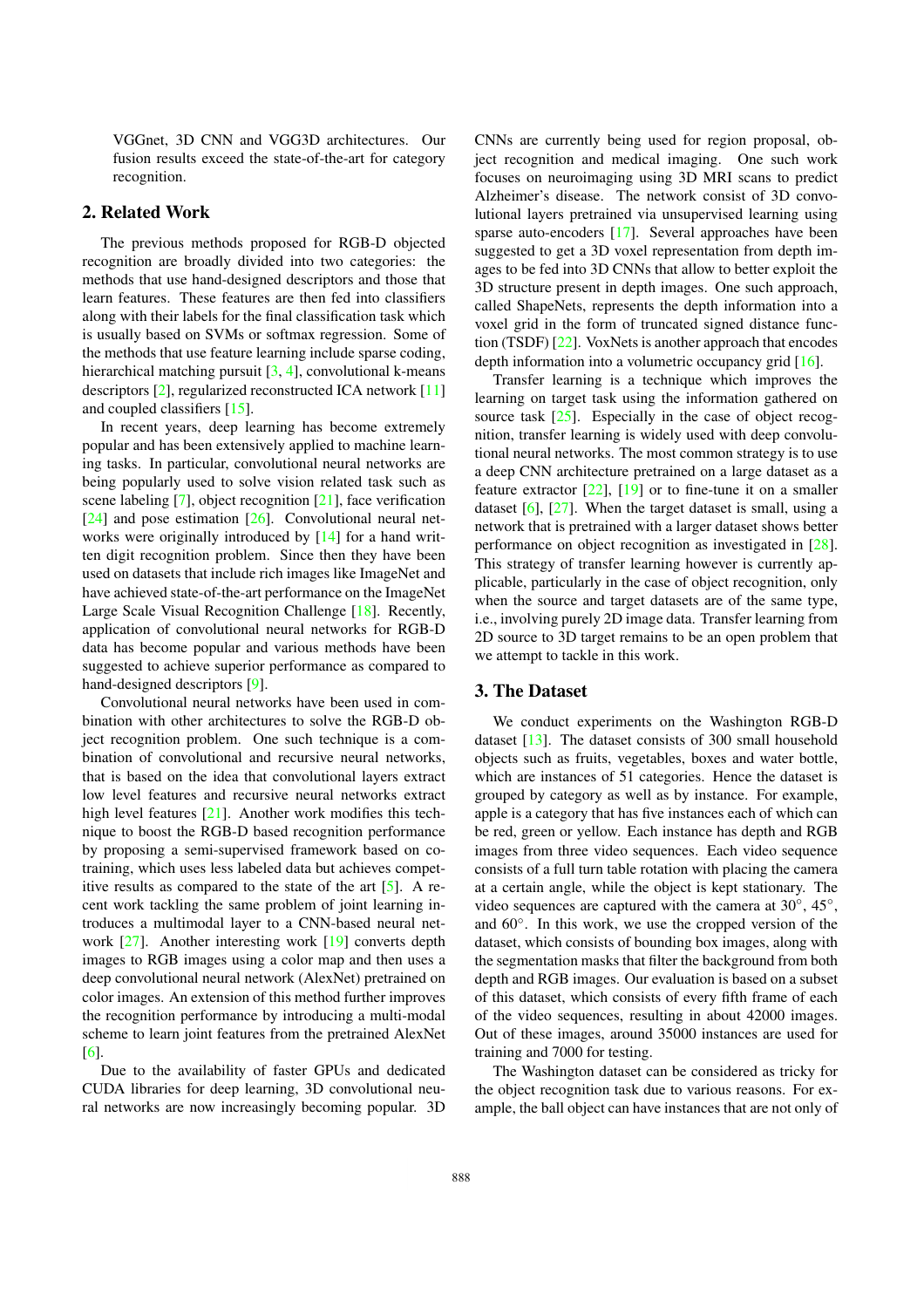VGGnet, 3D CNN and VGG3D architectures. Our fusion results exceed the state-of-the-art for category recognition.

## 2. Related Work

The previous methods proposed for RGB-D objected recognition are broadly divided into two categories: the methods that use hand-designed descriptors and those that learn features. These features are then fed into classifiers along with their labels for the final classification task which is usually based on SVMs or softmax regression. Some of the methods that use feature learning include sparse coding, hierarchical matching pursuit [3, 4], convolutional k-means descriptors [2], regularized reconstructed ICA network [11] and coupled classifiers [15].

In recent years, deep learning has become extremely popular and has been extensively applied to machine learning tasks. In particular, convolutional neural networks are being popularly used to solve vision related task such as scene labeling [7], object recognition [21], face verification [24] and pose estimation [26]. Convolutional neural networks were originally introduced by [14] for a hand written digit recognition problem. Since then they have been used on datasets that include rich images like ImageNet and have achieved state-of-the-art performance on the ImageNet Large Scale Visual Recognition Challenge [18]. Recently, application of convolutional neural networks for RGB-D data has become popular and various methods have been suggested to achieve superior performance as compared to hand-designed descriptors [9].

Convolutional neural networks have been used in combination with other architectures to solve the RGB-D object recognition problem. One such technique is a combination of convolutional and recursive neural networks, that is based on the idea that convolutional layers extract low level features and recursive neural networks extract high level features [21]. Another work modifies this technique to boost the RGB-D based recognition performance by proposing a semi-supervised framework based on co-training, which uses less labeled data but achieves competitive results as compared to the state of the art [5]. A recent work tackling the same problem of joint learning introduces a multimodal layer to a CNN-based neural network [27]. Another interesting work [19] converts depth images to RGB images using a color map and then uses a deep convolutional neural network (AlexNet) pretrained on color images. An extension of this method further improves the recognition performance by introducing a multi-modal scheme to learn joint features from the pretrained AlexNet [6].

Due to the availability of faster GPUs and dedicated CUDA libraries for deep learning, 3D convolutional neural networks are now increasingly becoming popular. 3D CNNs are currently being used for region proposal, object recognition and medical imaging. One such work focuses on neuroimaging using 3D MRI scans to predict Alzheimer's disease. The network consist of 3D convolutional layers pretrained via unsupervised learning using sparse auto-encoders [17]. Several approaches have been suggested to get a 3D voxel representation from depth images to be fed into 3D CNNs that allow to better exploit the 3D structure present in depth images. One such approach, called ShapeNets, represents the depth information into a voxel grid in the form of truncated signed distance function (TSDF) [22]. VoxNets is another approach that encodes depth information into a volumetric occupancy grid [16].

Transfer learning is a technique which improves the learning on target task using the information gathered on source task [25]. Especially in the case of object recognition, transfer learning is widely used with deep convolutional neural networks. The most common strategy is to use a deep CNN architecture pretrained on a large dataset as a feature extractor [22], [19] or to fine-tune it on a smaller dataset [6], [27]. When the target dataset is small, using a network that is pretrained with a larger dataset shows better performance on object recognition as investigated in [28]. This strategy of transfer learning however is currently applicable, particularly in the case of object recognition, only when the source and target datasets are of the same type, i.e., involving purely 2D image data. Transfer learning from 2D source to 3D target remains to be an open problem that we attempt to tackle in this work.

## 3. The Dataset

We conduct experiments on the Washington RGB-D dataset [13]. The dataset consists of 300 small household objects such as fruits, vegetables, boxes and water bottle, which are instances of 51 categories. Hence the dataset is grouped by category as well as by instance. For example, apple is a category that has five instances each of which can be red, green or yellow. Each instance has depth and RGB images from three video sequences. Each video sequence consists of a full turn table rotation with placing the camera at a certain angle, while the object is kept stationary. The video sequences are captured with the camera at 30°, 45°, and 60°. In this work, we use the cropped version of the dataset, which consists of bounding box images, along with the segmentation masks that filter the background from both depth and RGB images. Our evaluation is based on a subset of this dataset, which consists of every fifth frame of each of the video sequences, resulting in about 42000 images. Out of these images, around 35000 instances are used for training and 7000 for testing.

The Washington dataset can be considered as tricky for the object recognition task due to various reasons. For example, the ball object can have instances that are not only of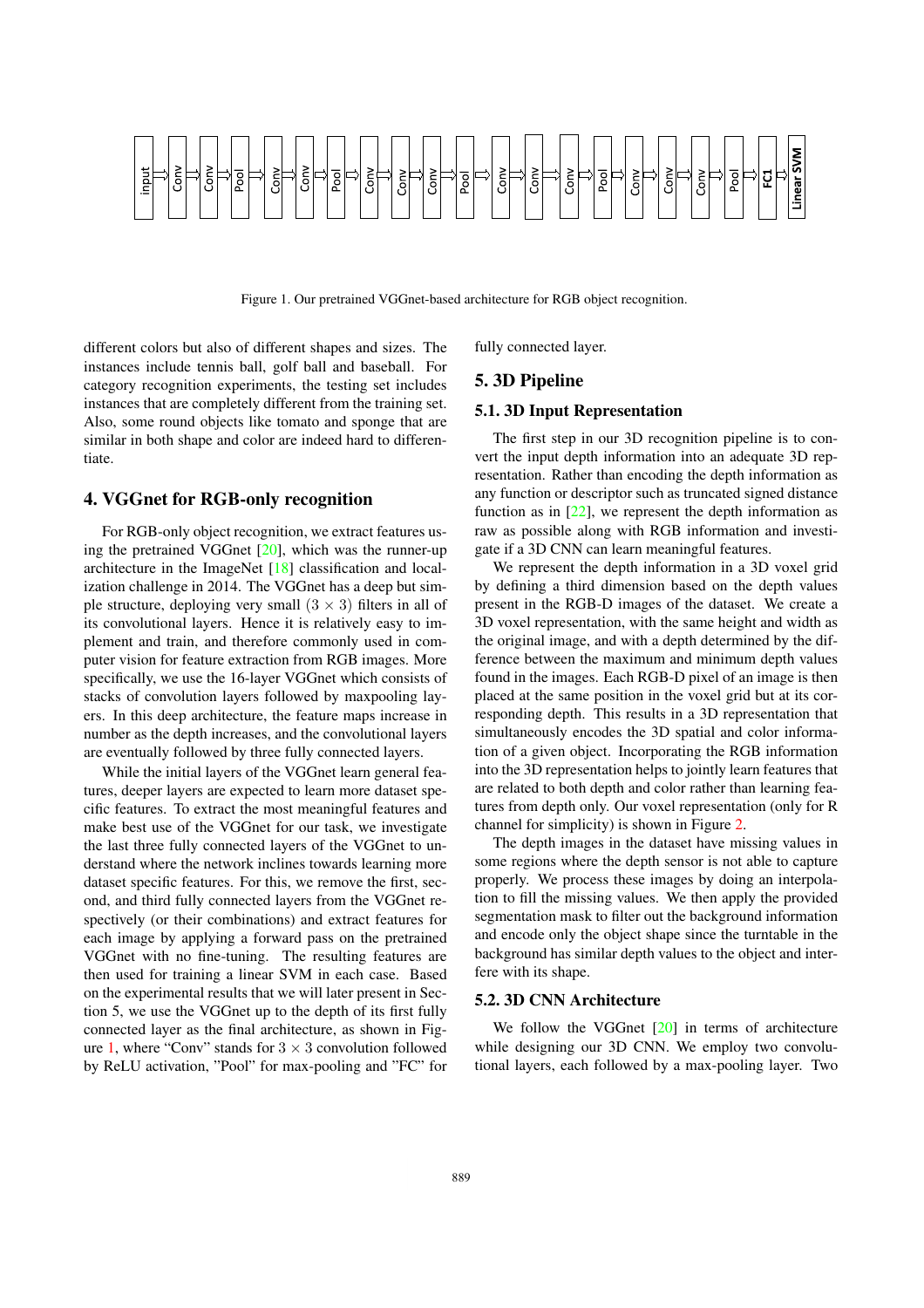Figure 1. Our pretrained VGGnet-based architecture for RGB object recognition.

different colors but also of different shapes and sizes. The instances include tennis ball, golf ball and baseball. For category recognition experiments, the testing set includes instances that are completely different from the training set. Also, some round objects like tomato and sponge that are similar in both shape and color are indeed hard to differentiate.

## 4. VGGnet for RGB-only recognition

For RGB-only object recognition, we extract features using the pretrained VGGnet [20], which was the runner-up architecture in the ImageNet [18] classification and localization challenge in 2014. The VGGnet has a deep but simple structure, deploying very small $(3 \times 3)$ filters in all of its convolutional layers. Hence it is relatively easy to implement and train, and therefore commonly used in computer vision for feature extraction from RGB images. More specifically, we use the 16-layer VGGnet which consists of stacks of convolution layers followed by maxpooling layers. In this deep architecture, the feature maps increase in number as the depth increases, and the convolutional layers are eventually followed by three fully connected layers.

While the initial layers of the VGGnet learn general features, deeper layers are expected to learn more dataset specific features. To extract the most meaningful features and make best use of the VGGnet for our task, we investigate the last three fully connected layers of the VGGnet to understand where the network inclines towards learning more dataset specific features. For this, we remove the first, second, and third fully connected layers from the VGGnet respectively (or their combinations) and extract features for each image by applying a forward pass on the pretrained VGGnet with no fine-tuning. The resulting features are then used for training a linear SVM in each case. Based on the experimental results that we will later present in Section 5, we use the VGGnet up to the depth of its first fully connected layer as the final architecture, as shown in Figure 1, where "Conv" stands for $3 \times 3$ convolution followed by ReLU activation, "Pool" for max-pooling and "FC" for fully connected layer.

## 5. 3D Pipeline

### 5.1. 3D Input Representation

The first step in our 3D recognition pipeline is to convert the input depth information into an adequate 3D representation. Rather than encoding the depth information as any function or descriptor such as truncated signed distance function as in [22], we represent the depth information as raw as possible along with RGB information and investigate if a 3D CNN can learn meaningful features.

We represent the depth information in a 3D voxel grid by defining a third dimension based on the depth values present in the RGB-D images of the dataset. We create a 3D voxel representation, with the same height and width as the original image, and with a depth determined by the difference between the maximum and minimum depth values found in the images. Each RGB-D pixel of an image is then placed at the same position in the voxel grid but at its corresponding depth. This results in a 3D representation that simultaneously encodes the 3D spatial and color information of a given object. Incorporating the RGB information into the 3D representation helps to jointly learn features that are related to both depth and color rather than learning features from depth only. Our voxel representation (only for R channel for simplicity) is shown in Figure 2.

The depth images in the dataset have missing values in some regions where the depth sensor is not able to capture properly. We process these images by doing an interpolation to fill the missing values. We then apply the provided segmentation mask to filter out the background information and encode only the object shape since the turntable in the background has similar depth values to the object and interfere with its shape.

### 5.2. 3D CNN Architecture

We follow the VGGnet [20] in terms of architecture while designing our 3D CNN. We employ two convolutional layers, each followed by a max-pooling layer. Two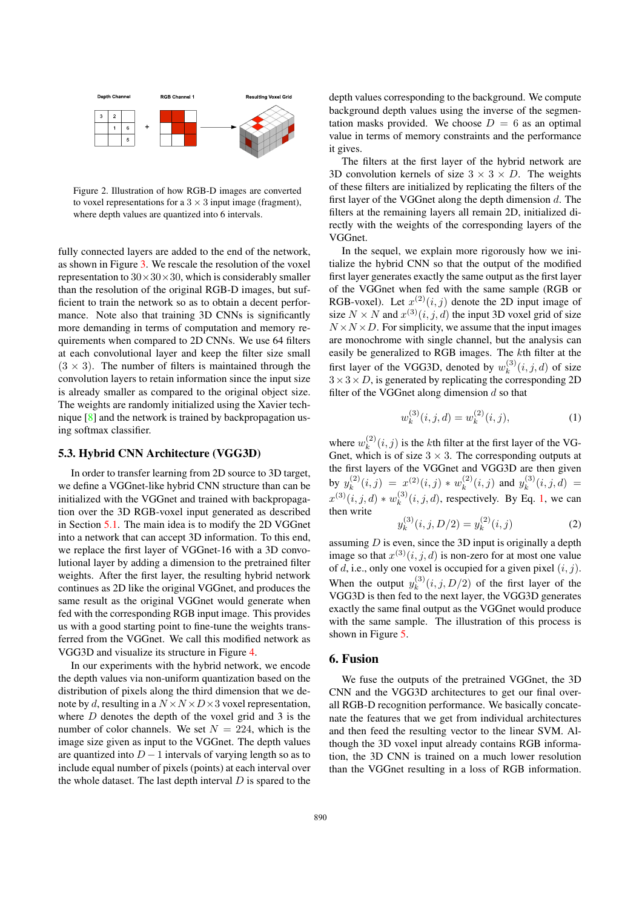Figure 2. Illustration of how RGB-D images are converted to voxel representations for a $3 \times 3$ input image (fragment), where depth values are quantized into 6 intervals.

fully connected layers are added to the end of the network, as shown in Figure 3. We rescale the resolution of the voxel representation to $30 \times 30 \times 30$, which is considerably smaller than the resolution of the original RGB-D images, but sufficient to train the network so as to obtain a decent performance. Note also that training 3D CNNs is significantly more demanding in terms of computation and memory requirements when compared to 2D CNNs. We use 64 filters at each convolutional layer and keep the filter size small ($3 \times 3$). The number of filters is maintained through the convolution layers to retain information since the input size is already smaller as compared to the original object size. The weights are randomly initialized using the Xavier technique [8] and the network is trained by backpropagation using softmax classifier.

### 5.3. Hybrid CNN Architecture (VGG3D)

In order to transfer learning from 2D source to 3D target, we define a VGGnet-like hybrid CNN structure than can be initialized with the VGGnet and trained with backpropagation over the 3D RGB-voxel input generated as described in Section 5.1. The main idea is to modify the 2D VGGnet into a network that can accept 3D information. To this end, we replace the first layer of VGGnet-16 with a 3D convolutional layer by adding a dimension to the pretrained filter weights. After the first layer, the resulting hybrid network continues as 2D like the original VGGnet, and produces the same result as the original VGGnet would generate when fed with the corresponding RGB input image. This provides us with a good starting point to fine-tune the weights transferred from the VGGnet. We call this modified network as VGG3D and visualize its structure in Figure 4.

In our experiments with the hybrid network, we encode the depth values via non-uniform quantization based on the distribution of pixels along the third dimension that we denote by $d$, resulting in a $N \times N \times D \times 3$ voxel representation, where $D$ denotes the depth of the voxel grid and 3 is the number of color channels. We set $N = 224$, which is the image size given as input to the VGGnet. The depth values are quantized into $D - 1$ intervals of varying length so as to include equal number of pixels (points) at each interval over the whole dataset. The last depth interval $D$ is spared to the depth values corresponding to the background. We compute background depth values using the inverse of the segmentation masks provided. We choose $D = 6$ as an optimal value in terms of memory constraints and the performance it gives.

The filters at the first layer of the hybrid network are 3D convolution kernels of size $3 \times 3 \times D$. The weights of these filters are initialized by replicating the filters of the first layer of the VGGnet along the depth dimension $d$. The filters at the remaining layers all remain 2D, initialized directly with the weights of the corresponding layers of the VGGnet.

In the sequel, we explain more rigorously how we initialize the hybrid CNN so that the output of the modified first layer generates exactly the same output as the first layer of the VGGnet when fed with the same sample (RGB or RGB-voxel). Let $x^{(2)}(i,j)$ denote the 2D input image of size $N \times N$ and $x^{(3)}(i,j,d)$ the input 3D voxel grid of size $N \times N \times D$. For simplicity, we assume that the input images are monochrome with single channel, but the analysis can easily be generalized to RGB images. The $k$th filter at the first layer of the VGG3D, denoted by $w_k^{(3)}(i,j,d)$ of size $3 \times 3 \times D$, is generated by replicating the corresponding 2D filter of the VGGnet along dimension $d$ so that

$$w_k^{(3)}(i,j,d) = w_k^{(2)}(i,j), \tag{1}$$

where $w_k^{(2)}(i,j)$ is the $k$th filter at the first layer of the VGnet, which is of size $3 \times 3$. The corresponding outputs at the first layers of the VGGnet and VGG3D are then given by $y_k^{(2)}(i,j) = x^{(2)}(i,j) * w_k^{(2)}(i,j)$ and $y_k^{(3)}(i,j,d) = x^{(3)}(i,j,d) * w_k^{(3)}(i,j,d)$, respectively. By Eq. 1, we can then write

$$y_k^{(3)}(i,j,D/2) = y_k^{(2)}(i,j) \tag{2}$$

assuming $D$ is even, since the 3D input is originally a depth image so that $x^{(3)}(i,j,d)$ is non-zero for at most one value of $d$, i.e., only one voxel is occupied for a given pixel $(i,j)$. When the output $y_k^{(3)}(i,j,D/2)$ of the first layer of the VGG3D is then fed to the next layer, the VGG3D generates exactly the same final output as the VGGnet would produce with the same sample. The illustration of this process is shown in Figure 5.

## 6. Fusion

We fuse the outputs of the pretrained VGGnet, the 3D CNN and the VGG3D architectures to get our final overall RGB-D recognition performance. We basically concatenate the features that we get from individual architectures and then feed the resulting vector to the linear SVM. Although the 3D voxel input already contains RGB information, the 3D CNN is trained on a much lower resolution than the VGGnet resulting in a loss of RGB information.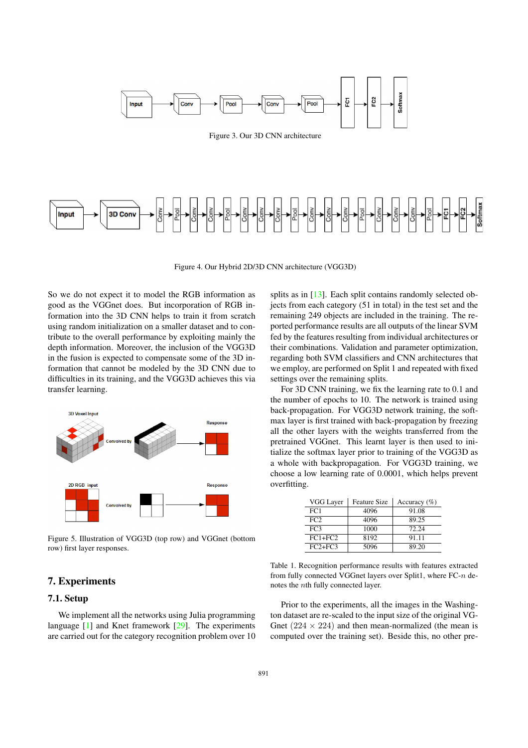Figure 3. Our 3D CNN architecture

Figure 4. Our Hybrid 2D/3D CNN architecture (VGG3D)

So we do not expect it to model the RGB information as good as the VGGnet does. But incorporation of RGB information into the 3D CNN helps to train it from scratch using random initialization on a smaller dataset and to contribute to the overall performance by exploiting mainly the depth information. Moreover, the inclusion of the VGG3D in the fusion is expected to compensate some of the 3D information that cannot be modeled by the 3D CNN due to difficulties in its training, and the VGG3D achieves this via transfer learning.

Figure 5. Illustration of VGG3D (top row) and VGGnet (bottom row) first layer responses.

## 7. Experiments

### 7.1. Setup

We implement all the networks using Julia programming language [1] and Knet framework [29]. The experiments are carried out for the category recognition problem over 10 splits as in [13]. Each split contains randomly selected objects from each category (51 in total) in the test set and the remaining 249 objects are included in the training. The reported performance results are all outputs of the linear SVM fed by the features resulting from individual architectures or their combinations. Validation and parameter optimization, regarding both SVM classifiers and CNN architectures that we employ, are performed on Split 1 and repeated with fixed settings over the remaining splits.

For 3D CNN training, we fix the learning rate to 0.1 and the number of epochs to 10. The network is trained using back-propagation. For VGG3D network training, the softmax layer is first trained with back-propagation by freezing all the other layers with the weights transferred from the pretrained VGGnet. This learnt layer is then used to initialize the softmax layer prior to training of the VGG3D as a whole with backpropagation. For VGG3D training, we choose a low learning rate of 0.0001, which helps prevent overfitting.

| VGG Layer | Feature Size | Accuracy (%) |
|---|---|---|
| FC1 | 4096 | 91.08 |
| FC2 | 4096 | 89.25 |
| FC3 | 1000 | 72.24 |
| FC1+FC2 | 8192 | 91.11 |
| FC2+FC3 | 5096 | 89.20 |

Table 1. Recognition performance results with features extracted from fully connected VGGnet layers over Split1, where FC-$n$ denotes the $n$th fully connected layer.

Prior to the experiments, all the images in the Washington dataset are re-scaled to the input size of the original VGGnet $(224 \times 224)$ and then mean-normalized (the mean is computed over the training set). Beside this, no other pre-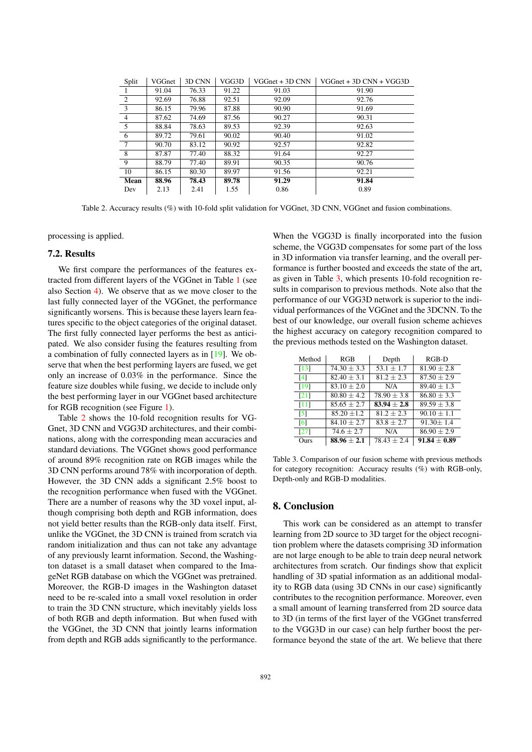| Split | VGGnet | 3D CNN | VGG3D | VGGnet + 3D CNN | VGGnet + 3D CNN + VGG3D |
|---|---|---|---|---|---|
| 1 | 91.04 | 76.33 | 91.22 | 91.03 | 91.90 |
| 2 | 92.69 | 76.88 | 92.51 | 92.09 | 92.76 |
| 3 | 86.15 | 79.96 | 87.88 | 90.90 | 91.69 |
| 4 | 87.62 | 74.69 | 87.56 | 90.27 | 90.31 |
| 5 | 88.84 | 78.63 | 89.53 | 92.39 | 92.63 |
| 6 | 89.72 | 79.61 | 90.02 | 90.40 | 91.02 |
| 7 | 90.70 | 83.12 | 90.92 | 92.57 | 92.82 |
| 8 | 87.87 | 77.40 | 88.32 | 91.64 | 92.27 |
| 9 | 88.79 | 77.40 | 89.91 | 90.35 | 90.76 |
| 10 | 86.15 | 80.30 | 89.97 | 91.56 | 92.21 |
| **Mean** | **88.96** | **78.43** | **89.78** | **91.29** | **91.84** |
| Dev | 2.13 | 2.41 | 1.55 | 0.86 | 0.89 |

Table 2. Accuracy results (%) with 10-fold split validation for VGGnet, 3D CNN, VGGnet and fusion combinations.

processing is applied.

## 7.2. Results

We first compare the performances of the features extracted from different layers of the VGGnet in Table 1 (see also Section 4). We observe that as we move closer to the last fully connected layer of the VGGnet, the performance significantly worsens. This is because these layers learn features specific to the object categories of the original dataset. The first fully connected layer performs the best as anticipated. We also consider fusing the features resulting from a combination of fully connected layers as in [19]. We observe that when the best performing layers are fused, we get only an increase of 0.03% in the performance. Since the feature size doubles while fusing, we decide to include only the best performing layer in our VGGnet based architecture for RGB recognition (see Figure 1).

Table 2 shows the 10-fold recognition results for VGGnet, 3D CNN and VGG3D architectures, and their combinations, along with the corresponding mean accuracies and standard deviations. The VGGnet shows good performance of around 89% recognition rate on RGB images while the 3D CNN performs around 78% with incorporation of depth. However, the 3D CNN adds a significant 2.5% boost to the recognition performance when fused with the VGGnet. There are a number of reasons why the 3D voxel input, although comprising both depth and RGB information, does not yield better results than the RGB-only data itself. First, unlike the VGGnet, the 3D CNN is trained from scratch via random initialization and thus can not take any advantage of any previously learnt information. Second, the Washington dataset is a small dataset when compared to the ImageNet RGB database on which the VGGnet was pretrained. Moreover, the RGB-D images in the Washington dataset need to be re-scaled into a small voxel resolution in order to train the 3D CNN structure, which inevitably yields loss of both RGB and depth information. But when fused with the VGGnet, the 3D CNN that jointly learns information from depth and RGB adds significantly to the performance. When the VGG3D is finally incorporated into the fusion scheme, the VGG3D compensates for some part of the loss in 3D information via transfer learning, and the overall performance is further boosted and exceeds the state of the art, as given in Table 3, which presents 10-fold recognition results in comparison to previous methods. Note also that the performance of our VGG3D network is superior to the individual performances of the VGGnet and the 3DCNN. To the best of our knowledge, our overall fusion scheme achieves the highest accuracy on category recognition compared to the previous methods tested on the Washington dataset.

| Method | RGB | Depth | RGB-D |
|---|---|---|---|
| [13] | 74.30 ± 3.3 | 53.1 ± 1.7 | 81.90 ± 2.8 |
| [4] | 82.40 ± 3.1 | 81.2 ± 2.3 | 87.50 ± 2.9 |
| [19] | 83.10 ± 2.0 | N/A | 89.40 ± 1.3 |
| [21] | 80.80 ± 4.2 | 78.90 ± 3.8 | 86.80 ± 3.3 |
| [11] | 85.65 ± 2.7 | **83.94 ± 2.8** | 89.59 ± 3.8 |
| [5] | 85.20 ±1.2 | 81.2 ± 2.3 | 90.10 ± 1.1 |
| [6] | 84.10 ± 2.7 | 83.8 ± 2.7 | 91.30± 1.4 |
| [27] | 74.6 ± 2.7 | N/A | 86.90 ± 2.9 |
| Ours | **88.96 ± 2.1** | 78.43 ± 2.4 | **91.84 ± 0.89** |

Table 3. Comparison of our fusion scheme with previous methods for category recognition: Accuracy results (%) with RGB-only, Depth-only and RGB-D modalities.

## 8. Conclusion

This work can be considered as an attempt to transfer learning from 2D source to 3D target for the object recognition problem where the datasets comprising 3D information are not large enough to be able to train deep neural network architectures from scratch. Our findings show that explicit handling of 3D spatial information as an additional modality to RGB data (using 3D CNNs in our case) significantly contributes to the recognition performance. Moreover, even a small amount of learning transferred from 2D source data to 3D (in terms of the first layer of the VGGnet transferred to the VGG3D in our case) can help further boost the performance beyond the state of the art. We believe that there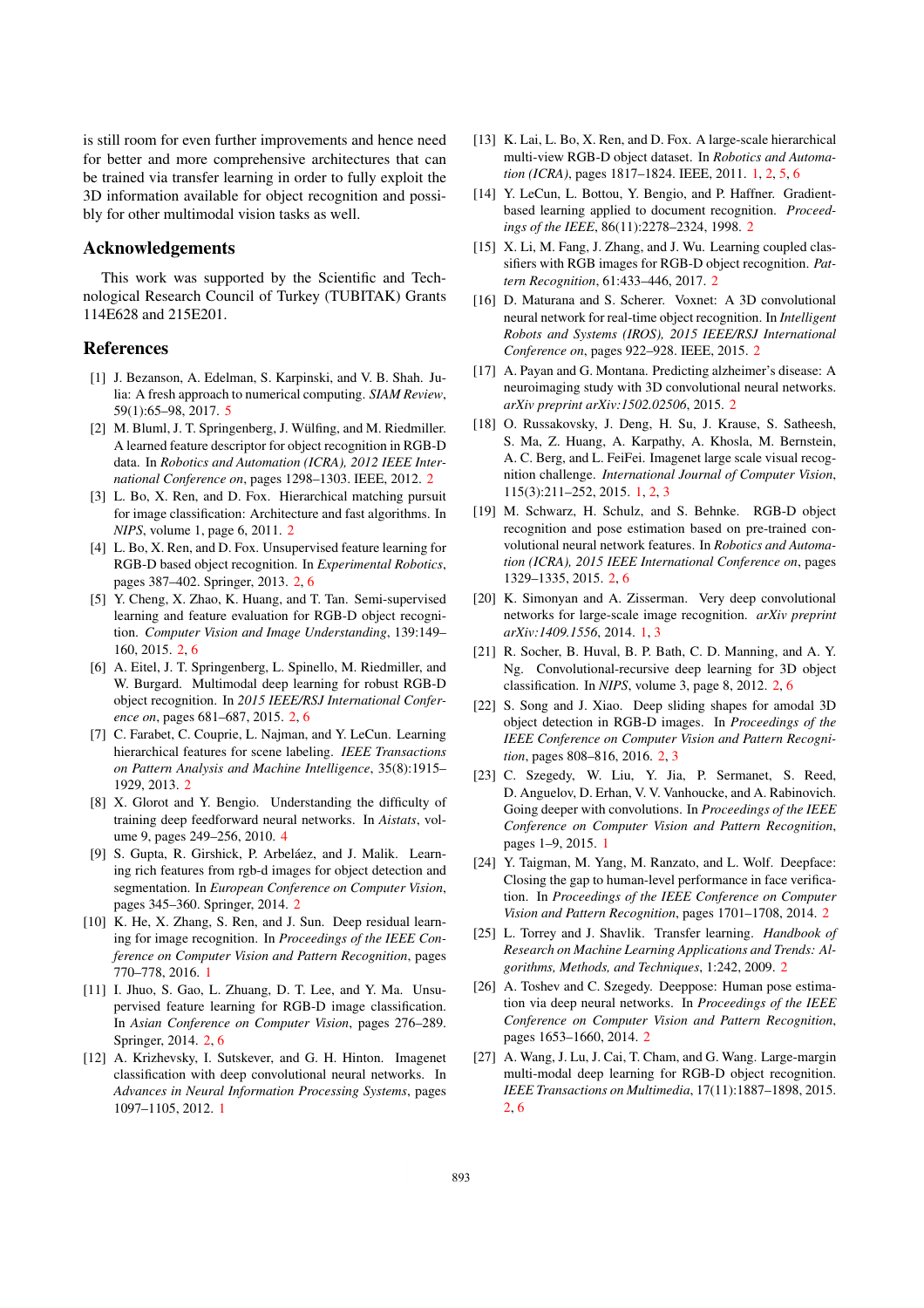is still room for even further improvements and hence need for better and more comprehensive architectures that can be trained via transfer learning in order to fully exploit the 3D information available for object recognition and possibly for other multimodal vision tasks as well.

## Acknowledgements

This work was supported by the Scientific and Technological Research Council of Turkey (TUBITAK) Grants 114E628 and 215E201.

## References

[1] J. Bezanson, A. Edelman, S. Karpinski, and V. B. Shah. Julia: A fresh approach to numerical computing. *SIAM Review*, 59(1):65–98, 2017. 5

[2] M. Bluml, J. T. Springenberg, J. Wülfing, and M. Riedmiller. A learned feature descriptor for object recognition in RGB-D data. In *Robotics and Automation (ICRA), 2012 IEEE International Conference on*, pages 1298–1303. IEEE, 2012. 2

[3] L. Bo, X. Ren, and D. Fox. Hierarchical matching pursuit for image classification: Architecture and fast algorithms. In *NIPS*, volume 1, page 6, 2011. 2

[4] L. Bo, X. Ren, and D. Fox. Unsupervised feature learning for RGB-D based object recognition. In *Experimental Robotics*, pages 387–402. Springer, 2013. 2, 6

[5] Y. Cheng, X. Zhao, K. Huang, and T. Tan. Semi-supervised learning and feature evaluation for RGB-D object recognition. *Computer Vision and Image Understanding*, 139:149–160, 2015. 2, 6

[6] A. Eitel, J. T. Springenberg, L. Spinello, M. Riedmiller, and W. Burgard. Multimodal deep learning for robust RGB-D object recognition. In *2015 IEEE/RSJ International Conference on*, pages 681–687, 2015. 2, 6

[7] C. Farabet, C. Couprie, L. Najman, and Y. LeCun. Learning hierarchical features for scene labeling. *IEEE Transactions on Pattern Analysis and Machine Intelligence*, 35(8):1915–1929, 2013. 2

[8] X. Glorot and Y. Bengio. Understanding the difficulty of training deep feedforward neural networks. In *Aistats*, volume 9, pages 249–256, 2010. 4

[9] S. Gupta, R. Girshick, P. Arbeláez, and J. Malik. Learning rich features from rgb-d images for object detection and segmentation. In *European Conference on Computer Vision*, pages 345–360. Springer, 2014. 2

[10] K. He, X. Zhang, S. Ren, and J. Sun. Deep residual learning for image recognition. In *Proceedings of the IEEE Conference on Computer Vision and Pattern Recognition*, pages 770–778, 2016. 1

[11] I. Jhuo, S. Gao, L. Zhuang, D. T. Lee, and Y. Ma. Unsupervised feature learning for RGB-D image classification. In *Asian Conference on Computer Vision*, pages 276–289. Springer, 2014. 2, 6

[12] A. Krizhevsky, I. Sutskever, and G. H. Hinton. Imagenet classification with deep convolutional neural networks. In *Advances in Neural Information Processing Systems*, pages 1097–1105, 2012. 1

[13] K. Lai, L. Bo, X. Ren, and D. Fox. A large-scale hierarchical multi-view RGB-D object dataset. In *Robotics and Automation (ICRA)*, pages 1817–1824. IEEE, 2011. 1, 2, 5, 6

[14] Y. LeCun, L. Bottou, Y. Bengio, and P. Haffner. Gradient-based learning applied to document recognition. *Proceedings of the IEEE*, 86(11):2278–2324, 1998. 2

[15] X. Li, M. Fang, J. Zhang, and J. Wu. Learning coupled classifiers with RGB images for RGB-D object recognition. *Pattern Recognition*, 61:433–446, 2017. 2

[16] D. Maturana and S. Scherer. Voxnet: A 3D convolutional neural network for real-time object recognition. In *Intelligent Robots and Systems (IROS), 2015 IEEE/RSJ International Conference on*, pages 922–928. IEEE, 2015. 2

[17] A. Payan and G. Montana. Predicting alzheimer's disease: A neuroimaging study with 3D convolutional neural networks. *arXiv preprint arXiv:1502.02506*, 2015. 2

[18] O. Russakovsky, J. Deng, H. Su, J. Krause, S. Satheesh, S. Ma, Z. Huang, A. Karpathy, A. Khosla, M. Bernstein, A. C. Berg, and L. FeiFei. Imagenet large scale visual recognition challenge. *International Journal of Computer Vision*, 115(3):211–252, 2015. 1, 2, 3

[19] M. Schwarz, H. Schulz, and S. Behnke. RGB-D object recognition and pose estimation based on pre-trained convolutional neural network features. In *Robotics and Automation (ICRA), 2015 IEEE International Conference on*, pages 1329–1335, 2015. 2, 6

[20] K. Simonyan and A. Zisserman. Very deep convolutional networks for large-scale image recognition. *arXiv preprint arXiv:1409.1556*, 2014. 1, 3

[21] R. Socher, B. Huval, B. P. Bath, C. D. Manning, and A. Y. Ng. Convolutional-recursive deep learning for 3D object classification. In *NIPS*, volume 3, page 8, 2012. 2, 6

[22] S. Song and J. Xiao. Deep sliding shapes for amodal 3D object detection in RGB-D images. In *Proceedings of the IEEE Conference on Computer Vision and Pattern Recognition*, pages 808–816, 2016. 2, 3

[23] C. Szegedy, W. Liu, Y. Jia, P. Sermanet, S. Reed, D. Anguelov, D. Erhan, V. V. Vanhoucke, and A. Rabinovich. Going deeper with convolutions. In *Proceedings of the IEEE Conference on Computer Vision and Pattern Recognition*, pages 1–9, 2015. 1

[24] Y. Taigman, M. Yang, M. Ranzato, and L. Wolf. Deepface: Closing the gap to human-level performance in face verification. In *Proceedings of the IEEE Conference on Computer Vision and Pattern Recognition*, pages 1701–1708, 2014. 2

[25] L. Torrey and J. Shavlik. Transfer learning. *Handbook of Research on Machine Learning Applications and Trends: Algorithms, Methods, and Techniques*, 1:242, 2009. 2

[26] A. Toshev and C. Szegedy. Deeppose: Human pose estimation via deep neural networks. In *Proceedings of the IEEE Conference on Computer Vision and Pattern Recognition*, pages 1653–1660, 2014. 2

[27] A. Wang, J. Lu, J. Cai, T. Cham, and G. Wang. Large-margin multi-modal deep learning for RGB-D object recognition. *IEEE Transactions on Multimedia*, 17(11):1887–1898, 2015. 2, 6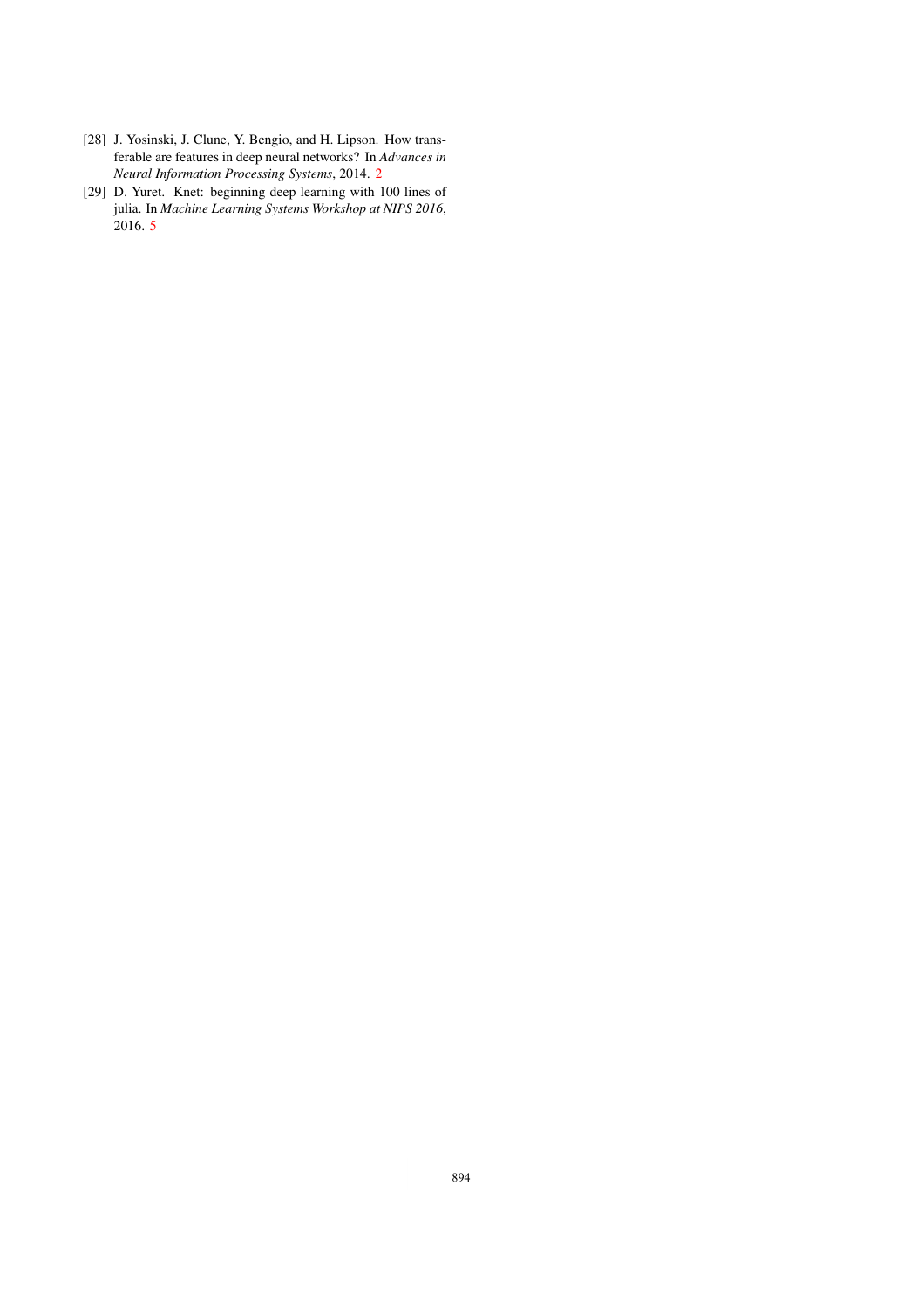[28] J. Yosinski, J. Clune, Y. Bengio, and H. Lipson. How transferable are features in deep neural networks? In *Advances in Neural Information Processing Systems*, 2014. 2

[29] D. Yuret. Knet: beginning deep learning with 100 lines of julia. In *Machine Learning Systems Workshop at NIPS 2016*, 2016. 5